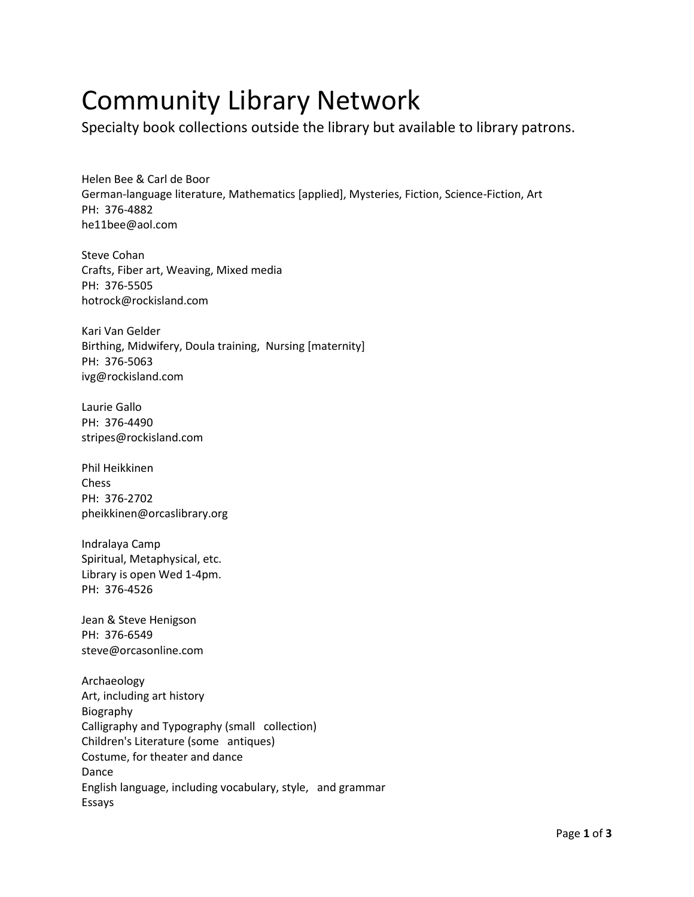# Community Library Network

Specialty book collections outside the library but available to library patrons.

Helen Bee & Carl de Boor
German-language literature, Mathematics [applied], Mysteries, Fiction, Science-Fiction, Art
PH: 376-4882
he11bee@aol.com

Steve Cohan
Crafts, Fiber art, Weaving, Mixed media
PH: 376-5505
hotrock@rockisland.com

Kari Van Gelder
Birthing, Midwifery, Doula training, Nursing [maternity]
PH: 376-5063
ivg@rockisland.com

Laurie Gallo
PH: 376-4490
stripes@rockisland.com

Phil Heikkinen
Chess
PH: 376-2702
pheikkinen@orcaslibrary.org

Indralaya Camp
Spiritual, Metaphysical, etc.
Library is open Wed 1-4pm.
PH: 376-4526

Jean & Steve Henigson
PH: 376-6549
steve@orcasonline.com

Archaeology
Art, including art history
Biography
Calligraphy and Typography (small collection)
Children's Literature (some antiques)
Costume, for theater and dance
Dance
English language, including vocabulary, style, and grammar
Essays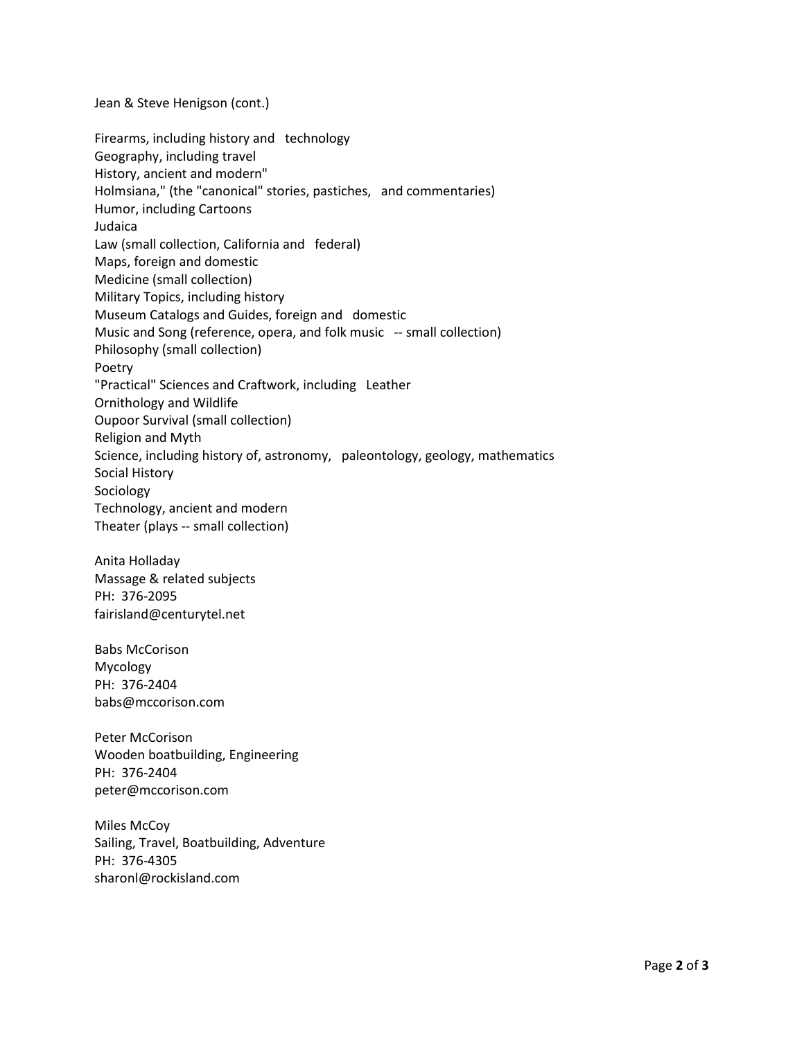Jean & Steve Henigson (cont.)

Firearms, including history and technology
Geography, including travel
History, ancient and modern"
Holmsiana," (the "canonical" stories, pastiches, and commentaries)
Humor, including Cartoons
Judaica
Law (small collection, California and federal)
Maps, foreign and domestic
Medicine (small collection)
Military Topics, including history
Museum Catalogs and Guides, foreign and domestic
Music and Song (reference, opera, and folk music -- small collection)
Philosophy (small collection)
Poetry
"Practical" Sciences and Craftwork, including Leather
Ornithology and Wildlife
Oupoor Survival (small collection)
Religion and Myth
Science, including history of, astronomy, paleontology, geology, mathematics
Social History
Sociology
Technology, ancient and modern
Theater (plays -- small collection)

Anita Holladay
Massage & related subjects
PH: 376-2095
fairisland@centurytel.net

Babs McCorison
Mycology
PH: 376-2404
babs@mccorison.com

Peter McCorison
Wooden boatbuilding, Engineering
PH: 376-2404
peter@mccorison.com

Miles McCoy
Sailing, Travel, Boatbuilding, Adventure
PH: 376-4305
sharonl@rockisland.com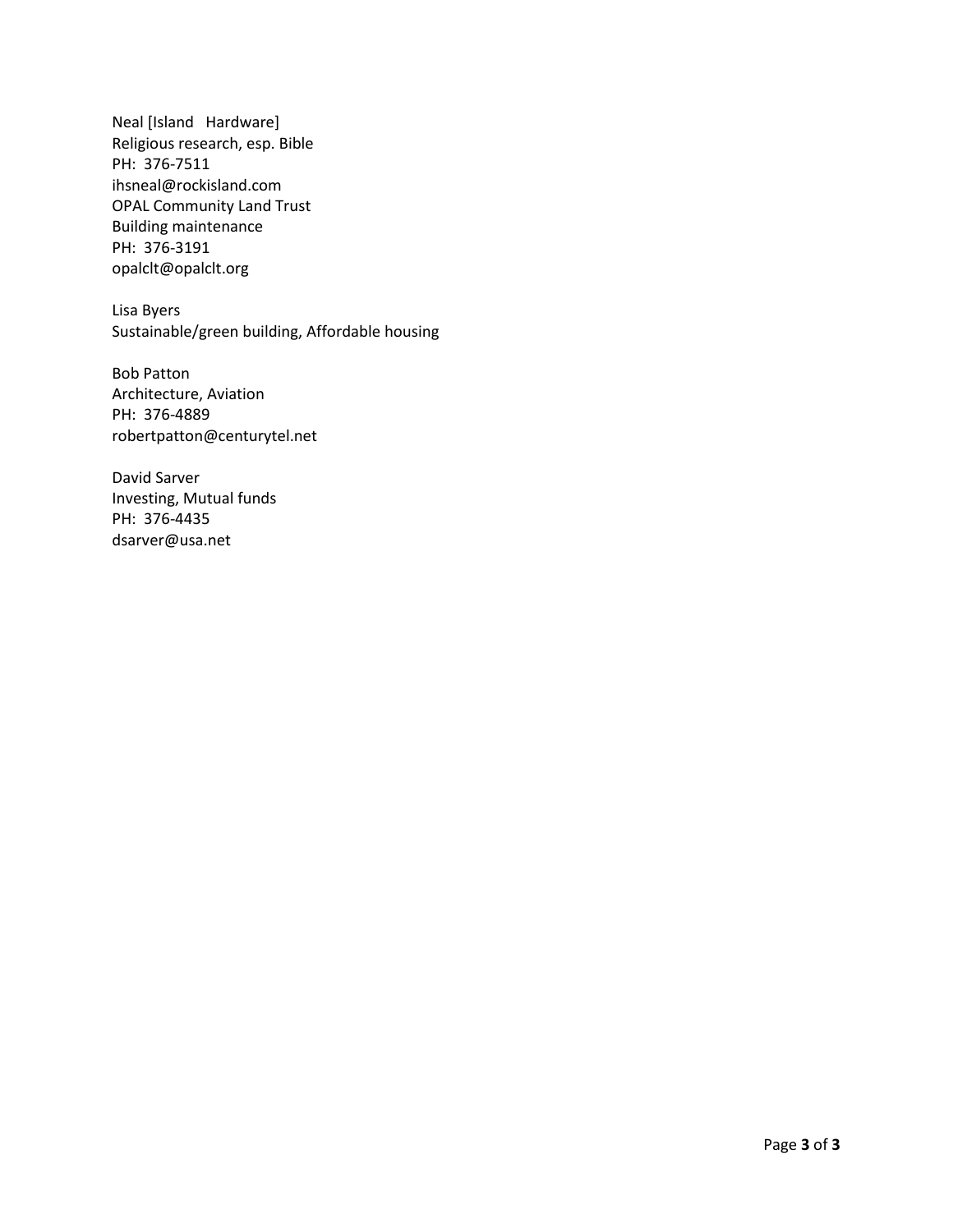Neal [Island Hardware]
Religious research, esp. Bible
PH: 376-7511
ihsneal@rockisland.com
OPAL Community Land Trust
Building maintenance
PH: 376-3191
opalclt@opalclt.org

Lisa Byers
Sustainable/green building, Affordable housing

Bob Patton
Architecture, Aviation
PH: 376-4889
robertpatton@centurytel.net

David Sarver
Investing, Mutual funds
PH: 376-4435
dsarver@usa.net